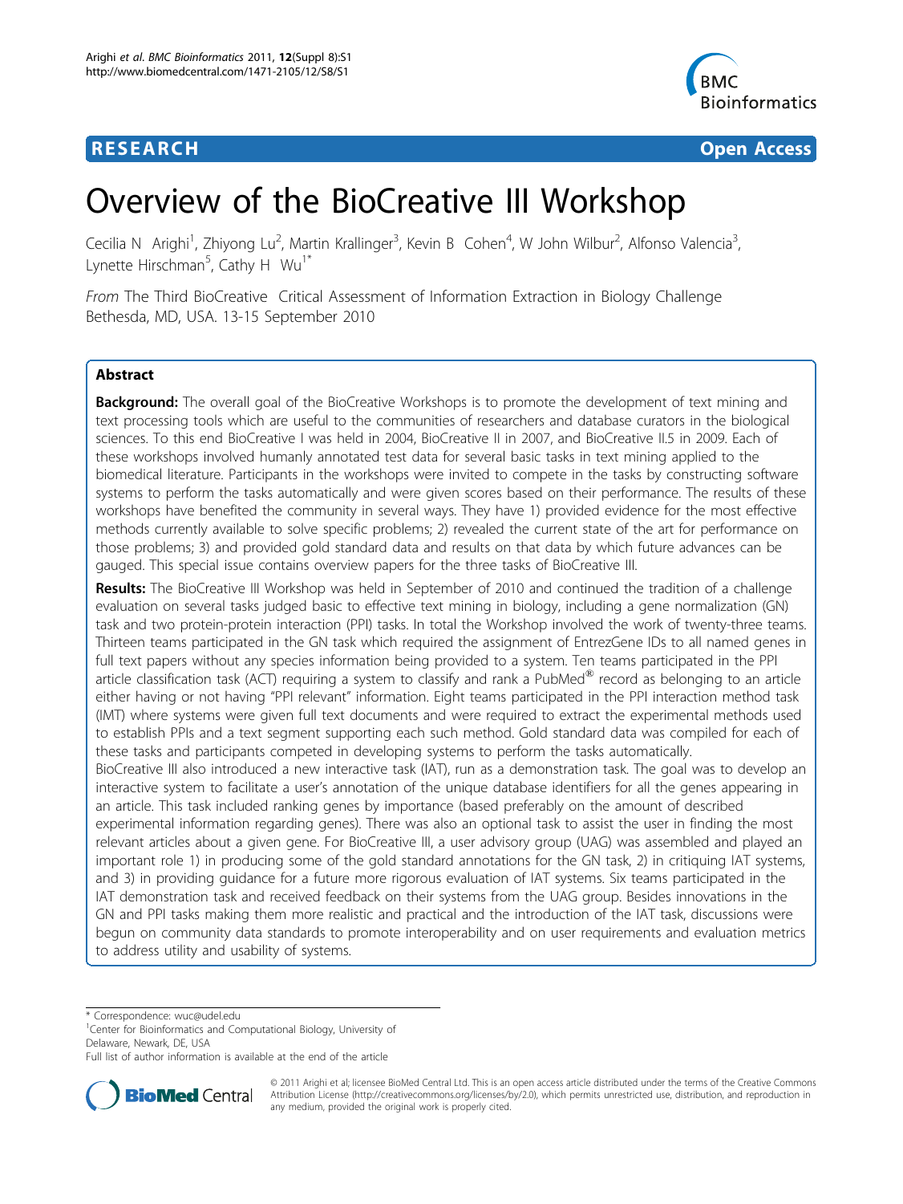RESEARCH Open Access

# Overview of the BioCreative III Workshop

Cecilia N Arighi[1], Zhiyong Lu[2], Martin Krallinger[3], Kevin B Cohen[4], W John Wilbur[2], Alfonso Valencia[3], Lynette Hirschman[5], Cathy H Wu[1*]

*From* The Third BioCreative Critical Assessment of Information Extraction in Biology Challenge
Bethesda, MD, USA. 13-15 September 2010

## Abstract

**Background:** The overall goal of the BioCreative Workshops is to promote the development of text mining and text processing tools which are useful to the communities of researchers and database curators in the biological sciences. To this end BioCreative I was held in 2004, BioCreative II in 2007, and BioCreative II.5 in 2009. Each of these workshops involved humanly annotated test data for several basic tasks in text mining applied to the biomedical literature. Participants in the workshops were invited to compete in the tasks by constructing software systems to perform the tasks automatically and were given scores based on their performance. The results of these workshops have benefited the community in several ways. They have 1) provided evidence for the most effective methods currently available to solve specific problems; 2) revealed the current state of the art for performance on those problems; 3) and provided gold standard data and results on that data by which future advances can be gauged. This special issue contains overview papers for the three tasks of BioCreative III.

**Results:** The BioCreative III Workshop was held in September of 2010 and continued the tradition of a challenge evaluation on several tasks judged basic to effective text mining in biology, including a gene normalization (GN) task and two protein-protein interaction (PPI) tasks. In total the Workshop involved the work of twenty-three teams. Thirteen teams participated in the GN task which required the assignment of EntrezGene IDs to all named genes in full text papers without any species information being provided to a system. Ten teams participated in the PPI article classification task (ACT) requiring a system to classify and rank a PubMed® record as belonging to an article either having or not having "PPI relevant" information. Eight teams participated in the PPI interaction method task (IMT) where systems were given full text documents and were required to extract the experimental methods used to establish PPIs and a text segment supporting each such method. Gold standard data was compiled for each of these tasks and participants competed in developing systems to perform the tasks automatically.

BioCreative III also introduced a new interactive task (IAT), run as a demonstration task. The goal was to develop an interactive system to facilitate a user's annotation of the unique database identifiers for all the genes appearing in an article. This task included ranking genes by importance (based preferably on the amount of described experimental information regarding genes). There was also an optional task to assist the user in finding the most relevant articles about a given gene. For BioCreative III, a user advisory group (UAG) was assembled and played an important role 1) in producing some of the gold standard annotations for the GN task, 2) in critiquing IAT systems, and 3) in providing guidance for a future more rigorous evaluation of IAT systems. Six teams participated in the IAT demonstration task and received feedback on their systems from the UAG group. Besides innovations in the GN and PPI tasks making them more realistic and practical and the introduction of the IAT task, discussions were begun on community data standards to promote interoperability and on user requirements and evaluation metrics to address utility and usability of systems.

\* Correspondence: wuc@udel.edu
[1]Center for Bioinformatics and Computational Biology, University of Delaware, Newark, DE, USA
Full list of author information is available at the end of the article

© 2011 Arighi et al; licensee BioMed Central Ltd. This is an open access article distributed under the terms of the Creative Commons Attribution License (http://creativecommons.org/licenses/by/2.0), which permits unrestricted use, distribution, and reproduction in any medium, provided the original work is properly cited.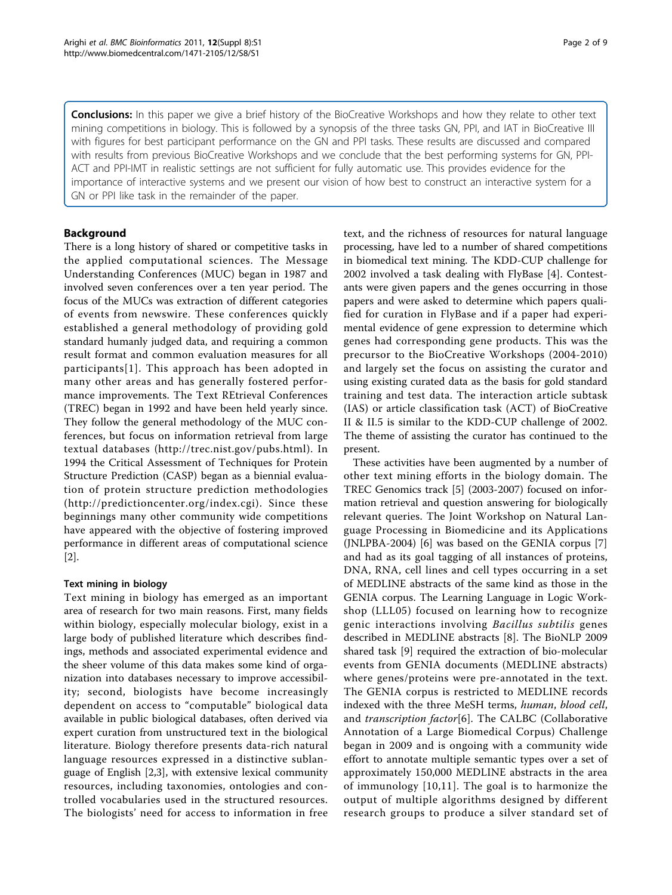**Conclusions:** In this paper we give a brief history of the BioCreative Workshops and how they relate to other text mining competitions in biology. This is followed by a synopsis of the three tasks GN, PPI, and IAT in BioCreative III with figures for best participant performance on the GN and PPI tasks. These results are discussed and compared with results from previous BioCreative Workshops and we conclude that the best performing systems for GN, PPI-ACT and PPI-IMT in realistic settings are not sufficient for fully automatic use. This provides evidence for the importance of interactive systems and we present our vision of how best to construct an interactive system for a GN or PPI like task in the remainder of the paper.

## Background

There is a long history of shared or competitive tasks in the applied computational sciences. The Message Understanding Conferences (MUC) began in 1987 and involved seven conferences over a ten year period. The focus of the MUCs was extraction of different categories of events from newswire. These conferences quickly established a general methodology of providing gold standard humanly judged data, and requiring a common result format and common evaluation measures for all participants[1]. This approach has been adopted in many other areas and has generally fostered performance improvements. The Text REtrieval Conferences (TREC) began in 1992 and have been held yearly since. They follow the general methodology of the MUC conferences, but focus on information retrieval from large textual databases (http://trec.nist.gov/pubs.html). In 1994 the Critical Assessment of Techniques for Protein Structure Prediction (CASP) began as a biennial evaluation of protein structure prediction methodologies (http://predictioncenter.org/index.cgi). Since these beginnings many other community wide competitions have appeared with the objective of fostering improved performance in different areas of computational science [2].

### Text mining in biology

Text mining in biology has emerged as an important area of research for two main reasons. First, many fields within biology, especially molecular biology, exist in a large body of published literature which describes findings, methods and associated experimental evidence and the sheer volume of this data makes some kind of organization into databases necessary to improve accessibility; second, biologists have become increasingly dependent on access to "computable" biological data available in public biological databases, often derived via expert curation from unstructured text in the biological literature. Biology therefore presents data-rich natural language resources expressed in a distinctive sublanguage of English [2,3], with extensive lexical community resources, including taxonomies, ontologies and controlled vocabularies used in the structured resources. The biologists' need for access to information in free text, and the richness of resources for natural language processing, have led to a number of shared competitions in biomedical text mining. The KDD-CUP challenge for 2002 involved a task dealing with FlyBase [4]. Contestants were given papers and the genes occurring in those papers and were asked to determine which papers qualified for curation in FlyBase and if a paper had experimental evidence of gene expression to determine which genes had corresponding gene products. This was the precursor to the BioCreative Workshops (2004-2010) and largely set the focus on assisting the curator and using existing curated data as the basis for gold standard training and test data. The interaction article subtask (IAS) or article classification task (ACT) of BioCreative II & II.5 is similar to the KDD-CUP challenge of 2002. The theme of assisting the curator has continued to the present.

These activities have been augmented by a number of other text mining efforts in the biology domain. The TREC Genomics track [5] (2003-2007) focused on information retrieval and question answering for biologically relevant queries. The Joint Workshop on Natural Language Processing in Biomedicine and its Applications (JNLPBA-2004) [6] was based on the GENIA corpus [7] and had as its goal tagging of all instances of proteins, DNA, RNA, cell lines and cell types occurring in a set of MEDLINE abstracts of the same kind as those in the GENIA corpus. The Learning Language in Logic Workshop (LLL05) focused on learning how to recognize genic interactions involving *Bacillus subtilis* genes described in MEDLINE abstracts [8]. The BioNLP 2009 shared task [9] required the extraction of bio-molecular events from GENIA documents (MEDLINE abstracts) where genes/proteins were pre-annotated in the text. The GENIA corpus is restricted to MEDLINE records indexed with the three MeSH terms, *human*, *blood cell*, and *transcription factor*[6]. The CALBC (Collaborative Annotation of a Large Biomedical Corpus) Challenge began in 2009 and is ongoing with a community wide effort to annotate multiple semantic types over a set of approximately 150,000 MEDLINE abstracts in the area of immunology [10,11]. The goal is to harmonize the output of multiple algorithms designed by different research groups to produce a silver standard set of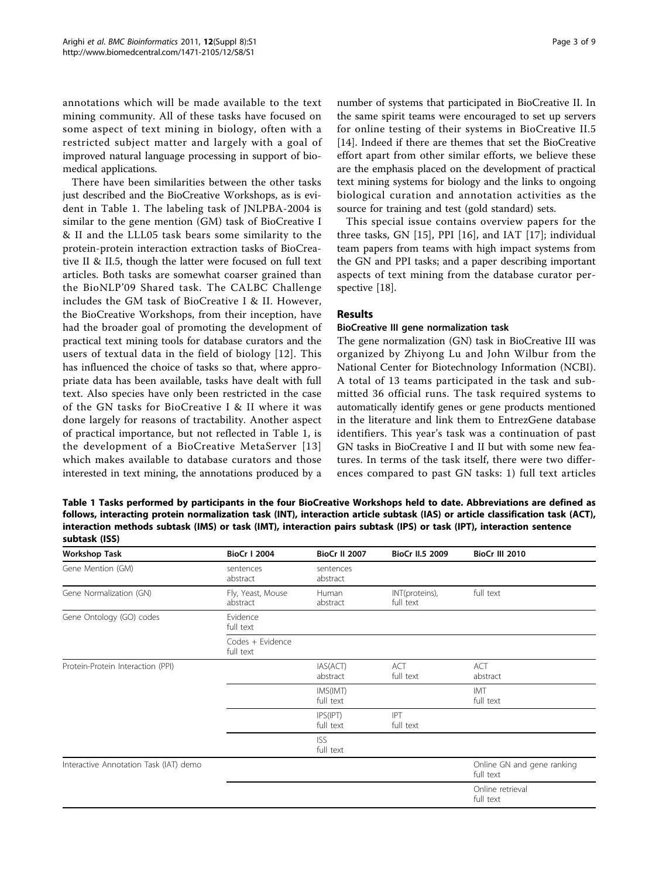annotations which will be made available to the text mining community. All of these tasks have focused on some aspect of text mining in biology, often with a restricted subject matter and largely with a goal of improved natural language processing in support of biomedical applications.

There have been similarities between the other tasks just described and the BioCreative Workshops, as is evident in Table 1. The labeling task of JNLPBA-2004 is similar to the gene mention (GM) task of BioCreative I & II and the LLL05 task bears some similarity to the protein-protein interaction extraction tasks of BioCreative II & II.5, though the latter were focused on full text articles. Both tasks are somewhat coarser grained than the BioNLP'09 Shared task. The CALBC Challenge includes the GM task of BioCreative I & II. However, the BioCreative Workshops, from their inception, have had the broader goal of promoting the development of practical text mining tools for database curators and the users of textual data in the field of biology [12]. This has influenced the choice of tasks so that, where appropriate data has been available, tasks have dealt with full text. Also species have only been restricted in the case of the GN tasks for BioCreative I & II where it was done largely for reasons of tractability. Another aspect of practical importance, but not reflected in Table 1, is the development of a BioCreative MetaServer [13] which makes available to database curators and those interested in text mining, the annotations produced by a number of systems that participated in BioCreative II. In the same spirit teams were encouraged to set up servers for online testing of their systems in BioCreative II.5 [14]. Indeed if there are themes that set the BioCreative effort apart from other similar efforts, we believe these are the emphasis placed on the development of practical text mining systems for biology and the links to ongoing biological curation and annotation activities as the source for training and test (gold standard) sets.

This special issue contains overview papers for the three tasks, GN [15], PPI [16], and IAT [17]; individual team papers from teams with high impact systems from the GN and PPI tasks; and a paper describing important aspects of text mining from the database curator perspective [18].

## Results

### BioCreative III gene normalization task

The gene normalization (GN) task in BioCreative III was organized by Zhiyong Lu and John Wilbur from the National Center for Biotechnology Information (NCBI). A total of 13 teams participated in the task and submitted 36 official runs. The task required systems to automatically identify genes or gene products mentioned in the literature and link them to EntrezGene database identifiers. This year's task was a continuation of past GN tasks in BioCreative I and II but with some new features. In terms of the task itself, there were two differences compared to past GN tasks: 1) full text articles

**Table 1 Tasks performed by participants in the four BioCreative Workshops held to date. Abbreviations are defined as follows, interacting protein normalization task (INT), interaction article subtask (IAS) or article classification task (ACT), interaction methods subtask (IMS) or task (IMT), interaction pairs subtask (IPS) or task (IPT), interaction sentence subtask (ISS)**

| Workshop Task | BioCr I 2004 | BioCr II 2007 | BioCr II.5 2009 | BioCr III 2010 |
|---|---|---|---|---|
| Gene Mention (GM) | sentences abstract | sentences abstract | | |
| Gene Normalization (GN) | Fly, Yeast, Mouse abstract | Human abstract | INT(proteins), full text | full text |
| Gene Ontology (GO) codes | Evidence full text | | | |
| | Codes + Evidence full text | | | |
| Protein-Protein Interaction (PPI) | | IAS(ACT) abstract | ACT full text | ACT abstract |
| | | IMS(IMT) full text | | IMT full text |
| | | IPS(IPT) full text | IPT full text | |
| | | ISS full text | | |
| Interactive Annotation Task (IAT) demo | | | | Online GN and gene ranking full text |
| | | | | Online retrieval full text |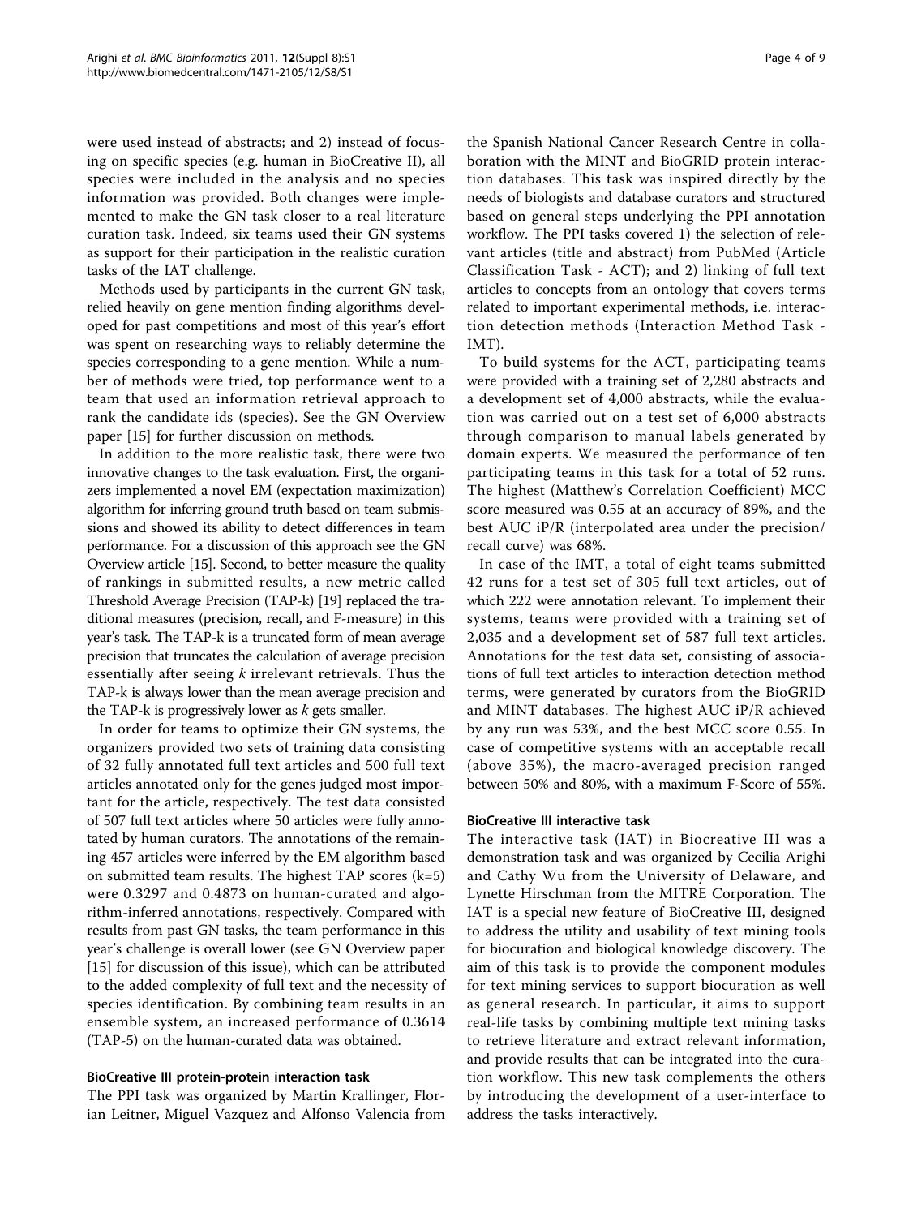were used instead of abstracts; and 2) instead of focusing on specific species (e.g. human in BioCreative II), all species were included in the analysis and no species information was provided. Both changes were implemented to make the GN task closer to a real literature curation task. Indeed, six teams used their GN systems as support for their participation in the realistic curation tasks of the IAT challenge.

Methods used by participants in the current GN task, relied heavily on gene mention finding algorithms developed for past competitions and most of this year's effort was spent on researching ways to reliably determine the species corresponding to a gene mention. While a number of methods were tried, top performance went to a team that used an information retrieval approach to rank the candidate ids (species). See the GN Overview paper [15] for further discussion on methods.

In addition to the more realistic task, there were two innovative changes to the task evaluation. First, the organizers implemented a novel EM (expectation maximization) algorithm for inferring ground truth based on team submissions and showed its ability to detect differences in team performance. For a discussion of this approach see the GN Overview article [15]. Second, to better measure the quality of rankings in submitted results, a new metric called Threshold Average Precision (TAP-k) [19] replaced the traditional measures (precision, recall, and F-measure) in this year's task. The TAP-k is a truncated form of mean average precision that truncates the calculation of average precision essentially after seeing *k* irrelevant retrievals. Thus the TAP-k is always lower than the mean average precision and the TAP-k is progressively lower as *k* gets smaller.

In order for teams to optimize their GN systems, the organizers provided two sets of training data consisting of 32 fully annotated full text articles and 500 full text articles annotated only for the genes judged most important for the article, respectively. The test data consisted of 507 full text articles where 50 articles were fully annotated by human curators. The annotations of the remaining 457 articles were inferred by the EM algorithm based on submitted team results. The highest TAP scores (k=5) were 0.3297 and 0.4873 on human-curated and algorithm-inferred annotations, respectively. Compared with results from past GN tasks, the team performance in this year's challenge is overall lower (see GN Overview paper [15] for discussion of this issue), which can be attributed to the added complexity of full text and the necessity of species identification. By combining team results in an ensemble system, an increased performance of 0.3614 (TAP-5) on the human-curated data was obtained.

#### BioCreative III protein-protein interaction task

The PPI task was organized by Martin Krallinger, Florian Leitner, Miguel Vazquez and Alfonso Valencia from the Spanish National Cancer Research Centre in collaboration with the MINT and BioGRID protein interaction databases. This task was inspired directly by the needs of biologists and database curators and structured based on general steps underlying the PPI annotation workflow. The PPI tasks covered 1) the selection of relevant articles (title and abstract) from PubMed (Article Classification Task - ACT); and 2) linking of full text articles to concepts from an ontology that covers terms related to important experimental methods, i.e. interaction detection methods (Interaction Method Task - IMT).

To build systems for the ACT, participating teams were provided with a training set of 2,280 abstracts and a development set of 4,000 abstracts, while the evaluation was carried out on a test set of 6,000 abstracts through comparison to manual labels generated by domain experts. We measured the performance of ten participating teams in this task for a total of 52 runs. The highest (Matthew's Correlation Coefficient) MCC score measured was 0.55 at an accuracy of 89%, and the best AUC iP/R (interpolated area under the precision/recall curve) was 68%.

In case of the IMT, a total of eight teams submitted 42 runs for a test set of 305 full text articles, out of which 222 were annotation relevant. To implement their systems, teams were provided with a training set of 2,035 and a development set of 587 full text articles. Annotations for the test data set, consisting of associations of full text articles to interaction detection method terms, were generated by curators from the BioGRID and MINT databases. The highest AUC iP/R achieved by any run was 53%, and the best MCC score 0.55. In case of competitive systems with an acceptable recall (above 35%), the macro-averaged precision ranged between 50% and 80%, with a maximum F-Score of 55%.

#### BioCreative III interactive task

The interactive task (IAT) in Biocreative III was a demonstration task and was organized by Cecilia Arighi and Cathy Wu from the University of Delaware, and Lynette Hirschman from the MITRE Corporation. The IAT is a special new feature of BioCreative III, designed to address the utility and usability of text mining tools for biocuration and biological knowledge discovery. The aim of this task is to provide the component modules for text mining services to support biocuration as well as general research. In particular, it aims to support real-life tasks by combining multiple text mining tasks to retrieve literature and extract relevant information, and provide results that can be integrated into the curation workflow. This new task complements the others by introducing the development of a user-interface to address the tasks interactively.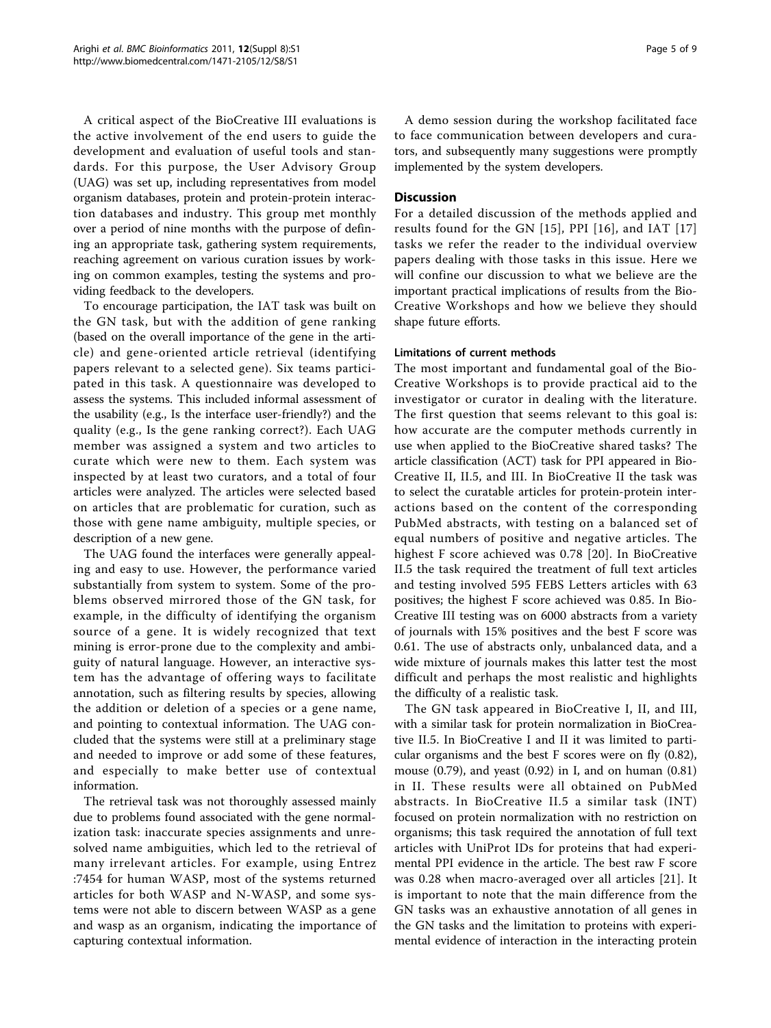A critical aspect of the BioCreative III evaluations is the active involvement of the end users to guide the development and evaluation of useful tools and standards. For this purpose, the User Advisory Group (UAG) was set up, including representatives from model organism databases, protein and protein-protein interaction databases and industry. This group met monthly over a period of nine months with the purpose of defining an appropriate task, gathering system requirements, reaching agreement on various curation issues by working on common examples, testing the systems and providing feedback to the developers.

To encourage participation, the IAT task was built on the GN task, but with the addition of gene ranking (based on the overall importance of the gene in the article) and gene-oriented article retrieval (identifying papers relevant to a selected gene). Six teams participated in this task. A questionnaire was developed to assess the systems. This included informal assessment of the usability (e.g., Is the interface user-friendly?) and the quality (e.g., Is the gene ranking correct?). Each UAG member was assigned a system and two articles to curate which were new to them. Each system was inspected by at least two curators, and a total of four articles were analyzed. The articles were selected based on articles that are problematic for curation, such as those with gene name ambiguity, multiple species, or description of a new gene.

The UAG found the interfaces were generally appealing and easy to use. However, the performance varied substantially from system to system. Some of the problems observed mirrored those of the GN task, for example, in the difficulty of identifying the organism source of a gene. It is widely recognized that text mining is error-prone due to the complexity and ambiguity of natural language. However, an interactive system has the advantage of offering ways to facilitate annotation, such as filtering results by species, allowing the addition or deletion of a species or a gene name, and pointing to contextual information. The UAG concluded that the systems were still at a preliminary stage and needed to improve or add some of these features, and especially to make better use of contextual information.

The retrieval task was not thoroughly assessed mainly due to problems found associated with the gene normalization task: inaccurate species assignments and unresolved name ambiguities, which led to the retrieval of many irrelevant articles. For example, using Entrez :7454 for human WASP, most of the systems returned articles for both WASP and N-WASP, and some systems were not able to discern between WASP as a gene and wasp as an organism, indicating the importance of capturing contextual information.

A demo session during the workshop facilitated face to face communication between developers and curators, and subsequently many suggestions were promptly implemented by the system developers.

## Discussion

For a detailed discussion of the methods applied and results found for the GN [15], PPI [16], and IAT [17] tasks we refer the reader to the individual overview papers dealing with those tasks in this issue. Here we will confine our discussion to what we believe are the important practical implications of results from the BioCreative Workshops and how we believe they should shape future efforts.

### Limitations of current methods

The most important and fundamental goal of the BioCreative Workshops is to provide practical aid to the investigator or curator in dealing with the literature. The first question that seems relevant to this goal is: how accurate are the computer methods currently in use when applied to the BioCreative shared tasks? The article classification (ACT) task for PPI appeared in BioCreative II, II.5, and III. In BioCreative II the task was to select the curatable articles for protein-protein interactions based on the content of the corresponding PubMed abstracts, with testing on a balanced set of equal numbers of positive and negative articles. The highest F score achieved was 0.78 [20]. In BioCreative II.5 the task required the treatment of full text articles and testing involved 595 FEBS Letters articles with 63 positives; the highest F score achieved was 0.85. In BioCreative III testing was on 6000 abstracts from a variety of journals with 15% positives and the best F score was 0.61. The use of abstracts only, unbalanced data, and a wide mixture of journals makes this latter test the most difficult and perhaps the most realistic and highlights the difficulty of a realistic task.

The GN task appeared in BioCreative I, II, and III, with a similar task for protein normalization in BioCreative II.5. In BioCreative I and II it was limited to particular organisms and the best F scores were on fly (0.82), mouse (0.79), and yeast (0.92) in I, and on human (0.81) in II. These results were all obtained on PubMed abstracts. In BioCreative II.5 a similar task (INT) focused on protein normalization with no restriction on organisms; this task required the annotation of full text articles with UniProt IDs for proteins that had experimental PPI evidence in the article. The best raw F score was 0.28 when macro-averaged over all articles [21]. It is important to note that the main difference from the GN tasks was an exhaustive annotation of all genes in the GN tasks and the limitation to proteins with experimental evidence of interaction in the interacting protein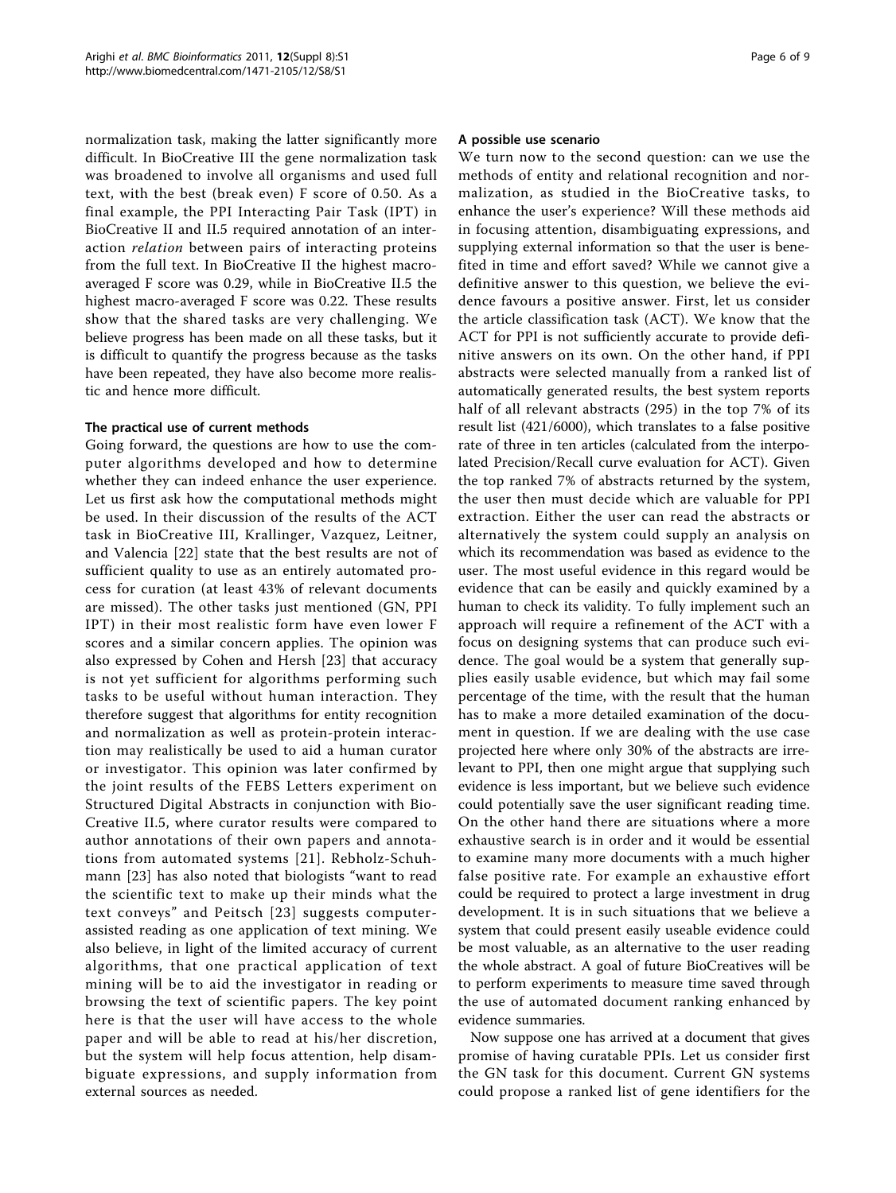normalization task, making the latter significantly more difficult. In BioCreative III the gene normalization task was broadened to involve all organisms and used full text, with the best (break even) F score of 0.50. As a final example, the PPI Interacting Pair Task (IPT) in BioCreative II and II.5 required annotation of an interaction *relation* between pairs of interacting proteins from the full text. In BioCreative II the highest macro-averaged F score was 0.29, while in BioCreative II.5 the highest macro-averaged F score was 0.22. These results show that the shared tasks are very challenging. We believe progress has been made on all these tasks, but it is difficult to quantify the progress because as the tasks have been repeated, they have also become more realistic and hence more difficult.

#### The practical use of current methods

Going forward, the questions are how to use the computer algorithms developed and how to determine whether they can indeed enhance the user experience. Let us first ask how the computational methods might be used. In their discussion of the results of the ACT task in BioCreative III, Krallinger, Vazquez, Leitner, and Valencia [22] state that the best results are not of sufficient quality to use as an entirely automated process for curation (at least 43% of relevant documents are missed). The other tasks just mentioned (GN, PPI IPT) in their most realistic form have even lower F scores and a similar concern applies. The opinion was also expressed by Cohen and Hersh [23] that accuracy is not yet sufficient for algorithms performing such tasks to be useful without human interaction. They therefore suggest that algorithms for entity recognition and normalization as well as protein-protein interaction may realistically be used to aid a human curator or investigator. This opinion was later confirmed by the joint results of the FEBS Letters experiment on Structured Digital Abstracts in conjunction with BioCreative II.5, where curator results were compared to author annotations of their own papers and annotations from automated systems [21]. Rebholz-Schuhmann [23] has also noted that biologists "want to read the scientific text to make up their minds what the text conveys" and Peitsch [23] suggests computer-assisted reading as one application of text mining. We also believe, in light of the limited accuracy of current algorithms, that one practical application of text mining will be to aid the investigator in reading or browsing the text of scientific papers. The key point here is that the user will have access to the whole paper and will be able to read at his/her discretion, but the system will help focus attention, help disambiguate expressions, and supply information from external sources as needed.

#### A possible use scenario

We turn now to the second question: can we use the methods of entity and relational recognition and normalization, as studied in the BioCreative tasks, to enhance the user's experience? Will these methods aid in focusing attention, disambiguating expressions, and supplying external information so that the user is benefited in time and effort saved? While we cannot give a definitive answer to this question, we believe the evidence favours a positive answer. First, let us consider the article classification task (ACT). We know that the ACT for PPI is not sufficiently accurate to provide definitive answers on its own. On the other hand, if PPI abstracts were selected manually from a ranked list of automatically generated results, the best system reports half of all relevant abstracts (295) in the top 7% of its result list (421/6000), which translates to a false positive rate of three in ten articles (calculated from the interpolated Precision/Recall curve evaluation for ACT). Given the top ranked 7% of abstracts returned by the system, the user then must decide which are valuable for PPI extraction. Either the user can read the abstracts or alternatively the system could supply an analysis on which its recommendation was based as evidence to the user. The most useful evidence in this regard would be evidence that can be easily and quickly examined by a human to check its validity. To fully implement such an approach will require a refinement of the ACT with a focus on designing systems that can produce such evidence. The goal would be a system that generally supplies easily usable evidence, but which may fail some percentage of the time, with the result that the human has to make a more detailed examination of the document in question. If we are dealing with the use case projected here where only 30% of the abstracts are irrelevant to PPI, then one might argue that supplying such evidence is less important, but we believe such evidence could potentially save the user significant reading time. On the other hand there are situations where a more exhaustive search is in order and it would be essential to examine many more documents with a much higher false positive rate. For example an exhaustive effort could be required to protect a large investment in drug development. It is in such situations that we believe a system that could present easily useable evidence could be most valuable, as an alternative to the user reading the whole abstract. A goal of future BioCreatives will be to perform experiments to measure time saved through the use of automated document ranking enhanced by evidence summaries.

Now suppose one has arrived at a document that gives promise of having curatable PPIs. Let us consider first the GN task for this document. Current GN systems could propose a ranked list of gene identifiers for the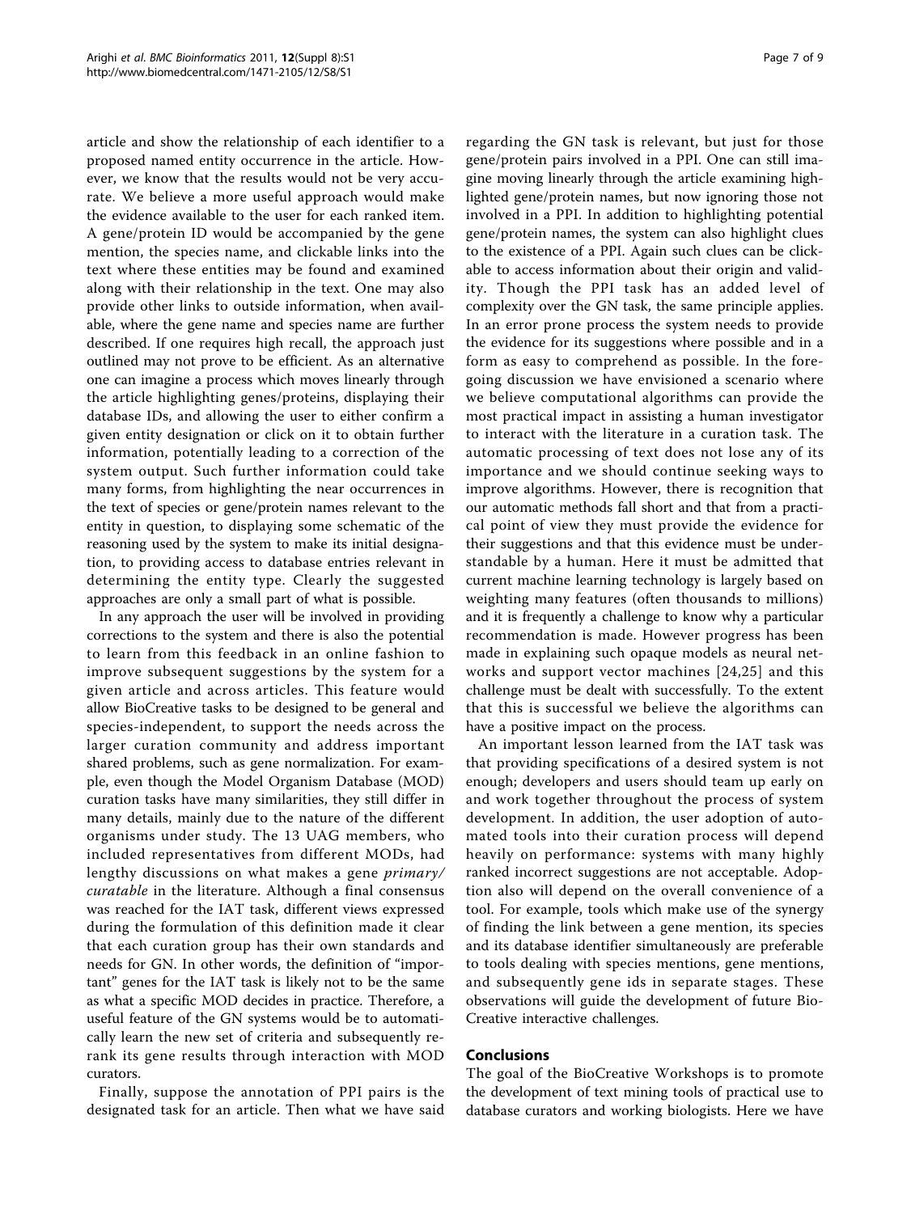article and show the relationship of each identifier to a proposed named entity occurrence in the article. However, we know that the results would not be very accurate. We believe a more useful approach would make the evidence available to the user for each ranked item. A gene/protein ID would be accompanied by the gene mention, the species name, and clickable links into the text where these entities may be found and examined along with their relationship in the text. One may also provide other links to outside information, when available, where the gene name and species name are further described. If one requires high recall, the approach just outlined may not prove to be efficient. As an alternative one can imagine a process which moves linearly through the article highlighting genes/proteins, displaying their database IDs, and allowing the user to either confirm a given entity designation or click on it to obtain further information, potentially leading to a correction of the system output. Such further information could take many forms, from highlighting the near occurrences in the text of species or gene/protein names relevant to the entity in question, to displaying some schematic of the reasoning used by the system to make its initial designation, to providing access to database entries relevant in determining the entity type. Clearly the suggested approaches are only a small part of what is possible.

In any approach the user will be involved in providing corrections to the system and there is also the potential to learn from this feedback in an online fashion to improve subsequent suggestions by the system for a given article and across articles. This feature would allow BioCreative tasks to be designed to be general and species-independent, to support the needs across the larger curation community and address important shared problems, such as gene normalization. For example, even though the Model Organism Database (MOD) curation tasks have many similarities, they still differ in many details, mainly due to the nature of the different organisms under study. The 13 UAG members, who included representatives from different MODs, had lengthy discussions on what makes a gene *primary/curatable* in the literature. Although a final consensus was reached for the IAT task, different views expressed during the formulation of this definition made it clear that each curation group has their own standards and needs for GN. In other words, the definition of "important" genes for the IAT task is likely not to be the same as what a specific MOD decides in practice. Therefore, a useful feature of the GN systems would be to automatically learn the new set of criteria and subsequently re-rank its gene results through interaction with MOD curators.

Finally, suppose the annotation of PPI pairs is the designated task for an article. Then what we have said regarding the GN task is relevant, but just for those gene/protein pairs involved in a PPI. One can still imagine moving linearly through the article examining highlighted gene/protein names, but now ignoring those not involved in a PPI. In addition to highlighting potential gene/protein names, the system can also highlight clues to the existence of a PPI. Again such clues can be clickable to access information about their origin and validity. Though the PPI task has an added level of complexity over the GN task, the same principle applies. In an error prone process the system needs to provide the evidence for its suggestions where possible and in a form as easy to comprehend as possible. In the foregoing discussion we have envisioned a scenario where we believe computational algorithms can provide the most practical impact in assisting a human investigator to interact with the literature in a curation task. The automatic processing of text does not lose any of its importance and we should continue seeking ways to improve algorithms. However, there is recognition that our automatic methods fall short and that from a practical point of view they must provide the evidence for their suggestions and that this evidence must be understandable by a human. Here it must be admitted that current machine learning technology is largely based on weighting many features (often thousands to millions) and it is frequently a challenge to know why a particular recommendation is made. However progress has been made in explaining such opaque models as neural networks and support vector machines [24,25] and this challenge must be dealt with successfully. To the extent that this is successful we believe the algorithms can have a positive impact on the process.

An important lesson learned from the IAT task was that providing specifications of a desired system is not enough; developers and users should team up early on and work together throughout the process of system development. In addition, the user adoption of automated tools into their curation process will depend heavily on performance: systems with many highly ranked incorrect suggestions are not acceptable. Adoption also will depend on the overall convenience of a tool. For example, tools which make use of the synergy of finding the link between a gene mention, its species and its database identifier simultaneously are preferable to tools dealing with species mentions, gene mentions, and subsequently gene ids in separate stages. These observations will guide the development of future BioCreative interactive challenges.

## Conclusions

The goal of the BioCreative Workshops is to promote the development of text mining tools of practical use to database curators and working biologists. Here we have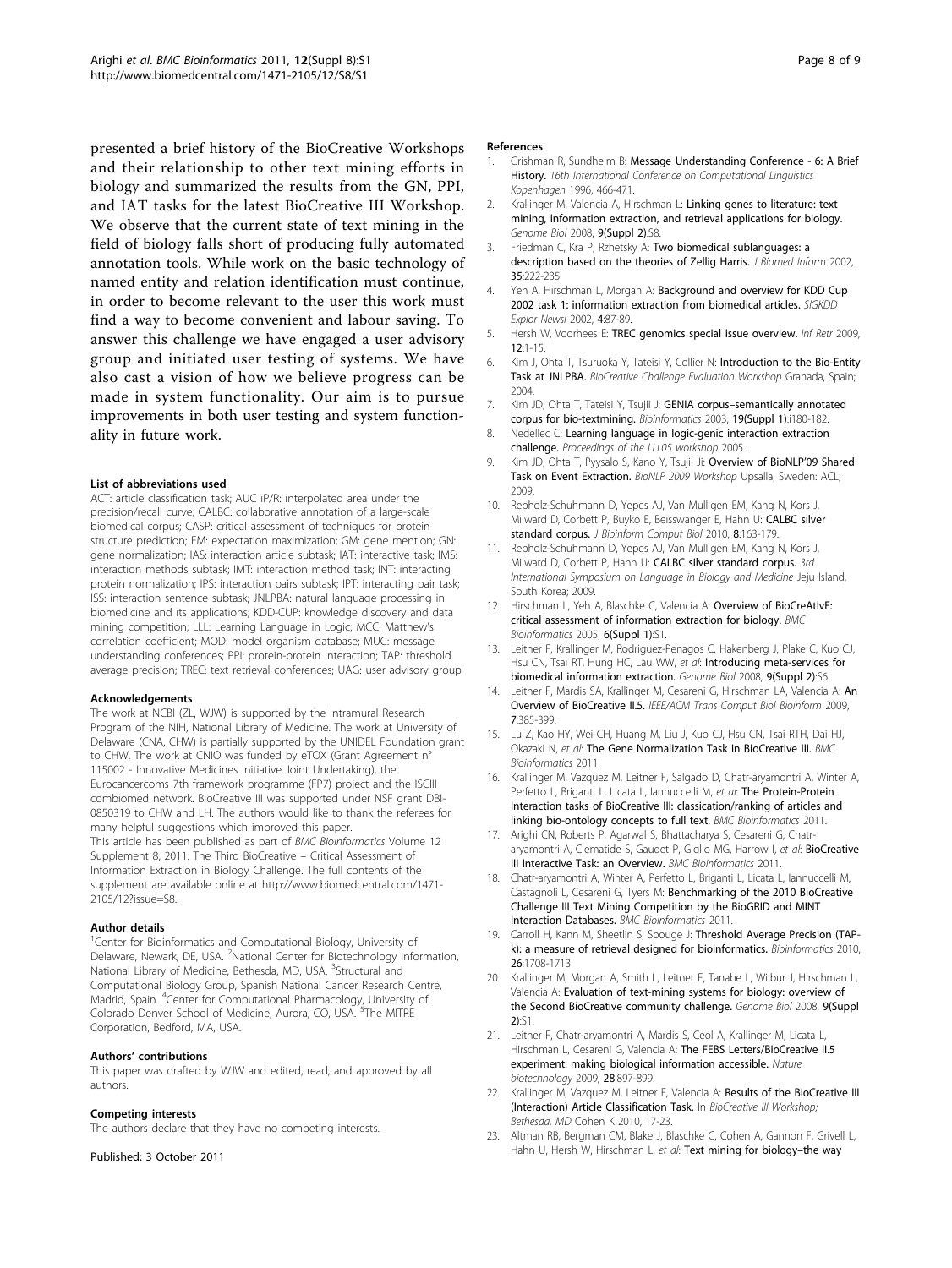presented a brief history of the BioCreative Workshops and their relationship to other text mining efforts in biology and summarized the results from the GN, PPI, and IAT tasks for the latest BioCreative III Workshop. We observe that the current state of text mining in the field of biology falls short of producing fully automated annotation tools. While work on the basic technology of named entity and relation identification must continue, in order to become relevant to the user this work must find a way to become convenient and labour saving. To answer this challenge we have engaged a user advisory group and initiated user testing of systems. We have also cast a vision of how we believe progress can be made in system functionality. Our aim is to pursue improvements in both user testing and system functionality in future work.

#### List of abbreviations used

ACT: article classification task; AUC iP/R: interpolated area under the precision/recall curve; CALBC: collaborative annotation of a large-scale biomedical corpus; CASP: critical assessment of techniques for protein structure prediction; EM: expectation maximization; GM: gene mention; GN: gene normalization; IAS: interaction article subtask; IAT: interactive task; IMS: interaction methods subtask; IMT: interaction method task; INT: interacting protein normalization; IPS: interaction pairs subtask; IPT: interacting pair task; ISS: interaction sentence subtask; JNLPBA: natural language processing in biomedicine and its applications; KDD-CUP: knowledge discovery and data mining competition; LLL: Learning Language in Logic; MCC: Matthew's correlation coefficient; MOD: model organism database; MUC: message understanding conferences; PPI: protein-protein interaction; TAP: threshold average precision; TREC: text retrieval conferences; UAG: user advisory group

#### Acknowledgements

The work at NCBI (ZL, WJW) is supported by the Intramural Research Program of the NIH, National Library of Medicine. The work at University of Delaware (CNA, CHW) is partially supported by the UNIDEL Foundation grant to CHW. The work at CNIO was funded by eTOX (Grant Agreement n° 115002 - Innovative Medicines Initiative Joint Undertaking), the Eurocancercoms 7th framework programme (FP7) project and the ISCIII combiomed network. BioCreative III was supported under NSF grant DBI-0850319 to CHW and LH. The authors would like to thank the referees for many helpful suggestions which improved this paper.

This article has been published as part of *BMC Bioinformatics* Volume 12 Supplement 8, 2011: The Third BioCreative – Critical Assessment of Information Extraction in Biology Challenge. The full contents of the supplement are available online at http://www.biomedcentral.com/1471-2105/12?issue=S8.

#### Author details

[1]Center for Bioinformatics and Computational Biology, University of Delaware, Newark, DE, USA. [2]National Center for Biotechnology Information, National Library of Medicine, Bethesda, MD, USA. [3]Structural and Computational Biology Group, Spanish National Cancer Research Centre, Madrid, Spain. [4]Center for Computational Pharmacology, University of Colorado Denver School of Medicine, Aurora, CO, USA. [5]The MITRE Corporation, Bedford, MA, USA.

#### Authors' contributions

This paper was drafted by WJW and edited, read, and approved by all authors.

#### Competing interests

The authors declare that they have no competing interests.

Published: 3 October 2011

#### References

1. Grishman R, Sundheim B: **Message Understanding Conference - 6: A Brief History.** *16th International Conference on Computational Linguistics Kopenhagen* 1996, 466-471.
2. Krallinger M, Valencia A, Hirschman L: **Linking genes to literature: text mining, information extraction, and retrieval applications for biology.** *Genome Biol* 2008, **9(Suppl 2)**:S8.
3. Friedman C, Kra P, Rzhetsky A: **Two biomedical sublanguages: a description based on the theories of Zellig Harris.** *J Biomed Inform* 2002, **35**:222-235.
4. Yeh A, Hirschman L, Morgan A: **Background and overview for KDD Cup 2002 task 1: information extraction from biomedical articles.** *SIGKDD Explor Newsl* 2002, **4**:87-89.
5. Hersh W, Voorhees E: **TREC genomics special issue overview.** *Inf Retr* 2009, **12**:1-15.
6. Kim J, Ohta T, Tsuruoka Y, Tateisi Y, Collier N: **Introduction to the Bio-Entity Task at JNLPBA.** *BioCreative Challenge Evaluation Workshop* Granada, Spain; 2004.
7. Kim JD, Ohta T, Tateisi Y, Tsujii J: **GENIA corpus–semantically annotated corpus for bio-textmining.** *Bioinformatics* 2003, **19(Suppl 1)**:i180-182.
8. Nedellec C: **Learning language in logic-genic interaction extraction challenge.** *Proceedings of the LLL05 workshop* 2005.
9. Kim JD, Ohta T, Pyysalo S, Kano Y, Tsujii Ji: **Overview of BioNLP'09 Shared Task on Event Extraction.** *BioNLP 2009 Workshop* Upsalla, Sweden: ACL; 2009.
10. Rebholz-Schuhmann D, Yepes AJ, Van Mulligen EM, Kang N, Kors J, Milward D, Corbett P, Buyko E, Beisswanger E, Hahn U: **CALBC silver standard corpus.** *J Bioinform Comput Biol* 2010, **8**:163-179.
11. Rebholz-Schuhmann D, Yepes AJ, Van Mulligen EM, Kang N, Kors J, Milward D, Corbett P, Hahn U: **CALBC silver standard corpus.** *3rd International Symposium on Language in Biology and Medicine* Jeju Island, South Korea; 2009.
12. Hirschman L, Yeh A, Blaschke C, Valencia A: **Overview of BioCreAtIvE: critical assessment of information extraction for biology.** *BMC Bioinformatics* 2005, **6(Suppl 1)**:S1.
13. Leitner F, Krallinger M, Rodriguez-Penagos C, Hakenberg J, Plake C, Kuo CJ, Hsu CN, Tsai RT, Hung HC, Lau WW, *et al*: **Introducing meta-services for biomedical information extraction.** *Genome Biol* 2008, **9(Suppl 2)**:S6.
14. Leitner F, Mardis SA, Krallinger M, Cesareni G, Hirschman LA, Valencia A: **An Overview of BioCreative II.5.** *IEEE/ACM Trans Comput Biol Bioinform* 2009, **7**:385-399.
15. Lu Z, Kao HY, Wei CH, Huang M, Liu J, Kuo CJ, Hsu CN, Tsai RTH, Dai HJ, Okazaki N, *et al*: **The Gene Normalization Task in BioCreative III.** *BMC Bioinformatics* 2011.
16. Krallinger M, Vazquez M, Leitner F, Salgado D, Chatr-aryamontri A, Winter A, Perfetto L, Briganti L, Licata L, Iannuccelli M, *et al*: **The Protein-Protein Interaction tasks of BioCreative III: classication/ranking of articles and linking bio-ontology concepts to full text.** *BMC Bioinformatics* 2011.
17. Arighi CN, Roberts P, Agarwal S, Bhattacharya S, Cesareni G, Chatr-aryamontri A, Clematide S, Gaudet P, Giglio MG, Harrow I, *et al*: **BioCreative III Interactive Task: an Overview.** *BMC Bioinformatics* 2011.
18. Chatr-aryamontri A, Winter A, Perfetto L, Briganti L, Licata L, Iannuccelli M, Castagnoli L, Cesareni G, Tyers M: **Benchmarking of the 2010 BioCreative Challenge III Text Mining Competition by the BioGRID and MINT Interaction Databases.** *BMC Bioinformatics* 2011.
19. Carroll H, Kann M, Sheetlin S, Spouge J: **Threshold Average Precision (TAP-k): a measure of retrieval designed for bioinformatics.** *Bioinformatics* 2010, **26**:1708-1713.
20. Krallinger M, Morgan A, Smith L, Leitner F, Tanabe L, Wilbur J, Hirschman L, Valencia A: **Evaluation of text-mining systems for biology: overview of the Second BioCreative community challenge.** *Genome Biol* 2008, **9(Suppl 2)**:S1.
21. Leitner F, Chatr-aryamontri A, Mardis S, Ceol A, Krallinger M, Licata L, Hirschman L, Cesareni G, Valencia A: **The FEBS Letters/BioCreative II.5 experiment: making biological information accessible.** *Nature biotechnology* 2009, **28**:897-899.
22. Krallinger M, Vazquez M, Leitner F, Valencia A: **Results of the BioCreative III (Interaction) Article Classification Task.** In *BioCreative III Workshop; Bethesda, MD* Cohen K 2010, 17-23.
23. Altman RB, Bergman CM, Blake J, Blaschke C, Cohen A, Gannon F, Grivell L, Hahn U, Hersh W, Hirschman L, *et al*: **Text mining for biology–the way**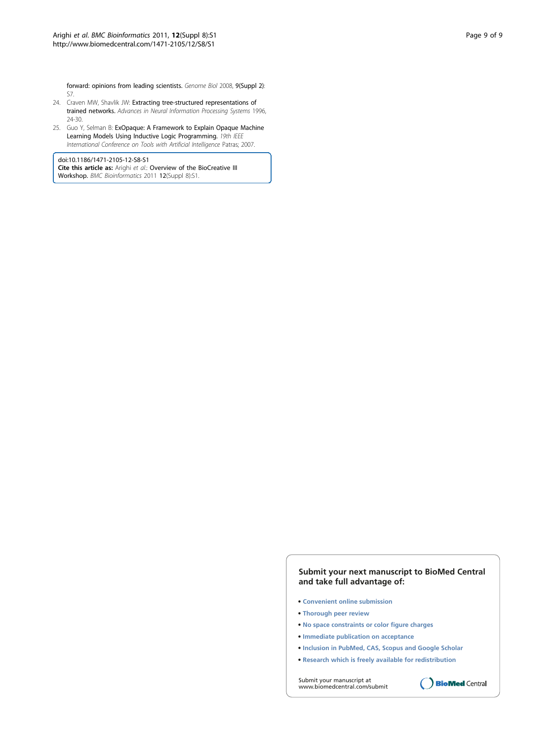forward: opinions from leading scientists. *Genome Biol* 2008, **9(Suppl 2)**: S7.

24. Craven MW, Shavlik JW: **Extracting tree-structured representations of trained networks.** *Advances in Neural Information Processing Systems* 1996, 24-30.
25. Guo Y, Selman B: **ExOpaque: A Framework to Explain Opaque Machine Learning Models Using Inductive Logic Programming.** *19th IEEE International Conference on Tools with Artificial Intelligence* Patras; 2007.

doi:10.1186/1471-2105-12-S8-S1
**Cite this article as:** Arighi *et al.*: Overview of the BioCreative III Workshop. *BMC Bioinformatics* 2011 **12**(Suppl 8):S1.

**Submit your next manuscript to BioMed Central and take full advantage of:**

- **Convenient online submission**
- **Thorough peer review**
- **No space constraints or color figure charges**
- **Immediate publication on acceptance**
- **Inclusion in PubMed, CAS, Scopus and Google Scholar**
- **Research which is freely available for redistribution**

Submit your manuscript at
www.biomedcentral.com/submit

BioMed Central